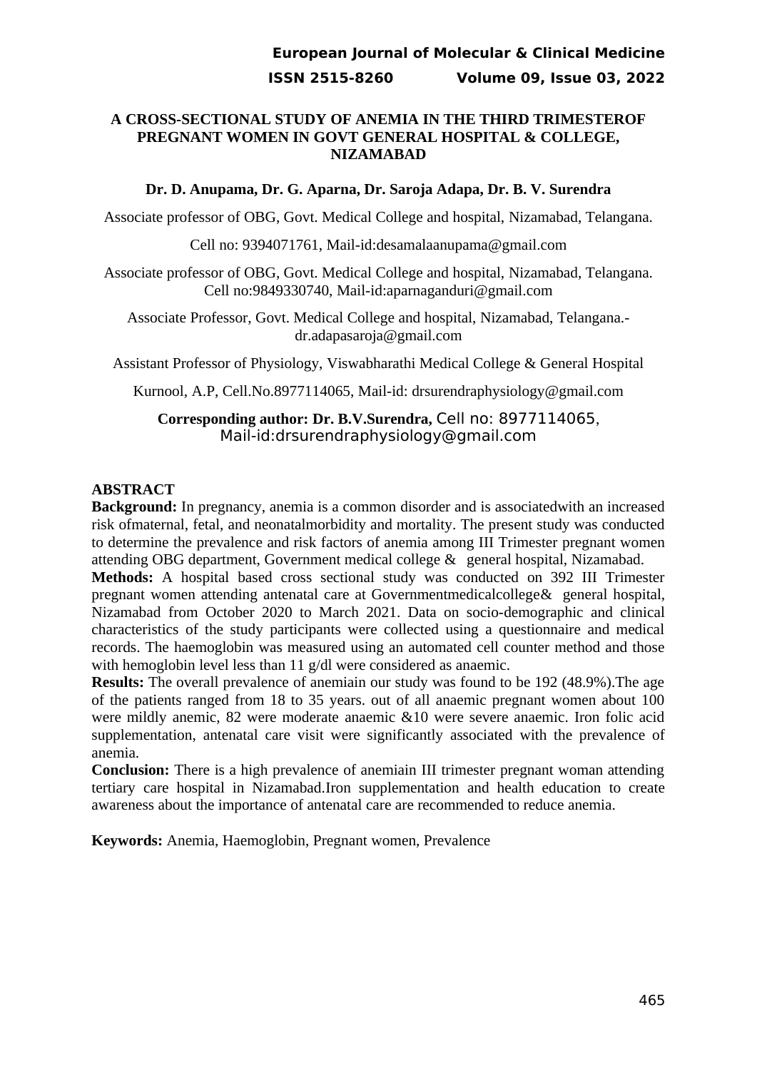# A CROSS-SECTIONAL STUDY OF ANEMIA IN THE THIRD TRIMESTEROF PREGNANT WOMEN IN GOVT GENERAL HOSPITAL & COLLEGE, NIZAMABAD

**Dr. D. Anupama, Dr. G. Aparna, Dr. Saroja Adapa, Dr. B. V. Surendra**

Associate professor of OBG, Govt. Medical College and hospital, Nizamabad, Telangana.

Cell no: 9394071761, Mail-id:desamalaanupama@gmail.com

Associate professor of OBG, Govt. Medical College and hospital, Nizamabad, Telangana. Cell no:9849330740, Mail-id:aparnaganduri@gmail.com

Associate Professor, Govt. Medical College and hospital, Nizamabad, Telangana.- dr.adapasaroja@gmail.com

Assistant Professor of Physiology, Viswabharathi Medical College & General Hospital

Kurnool, A.P, Cell.No.8977114065, Mail-id: drsurendraphysiology@gmail.com

**Corresponding author: Dr. B.V.Surendra,** Cell no: 8977114065, Mail-id:drsurendraphysiology@gmail.com

## ABSTRACT

**Background:** In pregnancy, anemia is a common disorder and is associatedwith an increased risk ofmaternal, fetal, and neonatalmorbidity and mortality. The present study was conducted to determine the prevalence and risk factors of anemia among III Trimester pregnant women attending OBG department, Government medical college & general hospital, Nizamabad.

**Methods:** A hospital based cross sectional study was conducted on 392 III Trimester pregnant women attending antenatal care at Governmentmedicalcollege& general hospital, Nizamabad from October 2020 to March 2021. Data on socio-demographic and clinical characteristics of the study participants were collected using a questionnaire and medical records. The haemoglobin was measured using an automated cell counter method and those with hemoglobin level less than 11 g/dl were considered as anaemic.

**Results:** The overall prevalence of anemiain our study was found to be 192 (48.9%).The age of the patients ranged from 18 to 35 years. out of all anaemic pregnant women about 100 were mildly anemic, 82 were moderate anaemic &10 were severe anaemic. Iron folic acid supplementation, antenatal care visit were significantly associated with the prevalence of anemia.

**Conclusion:** There is a high prevalence of anemiain III trimester pregnant woman attending tertiary care hospital in Nizamabad.Iron supplementation and health education to create awareness about the importance of antenatal care are recommended to reduce anemia.

**Keywords:** Anemia, Haemoglobin, Pregnant women, Prevalence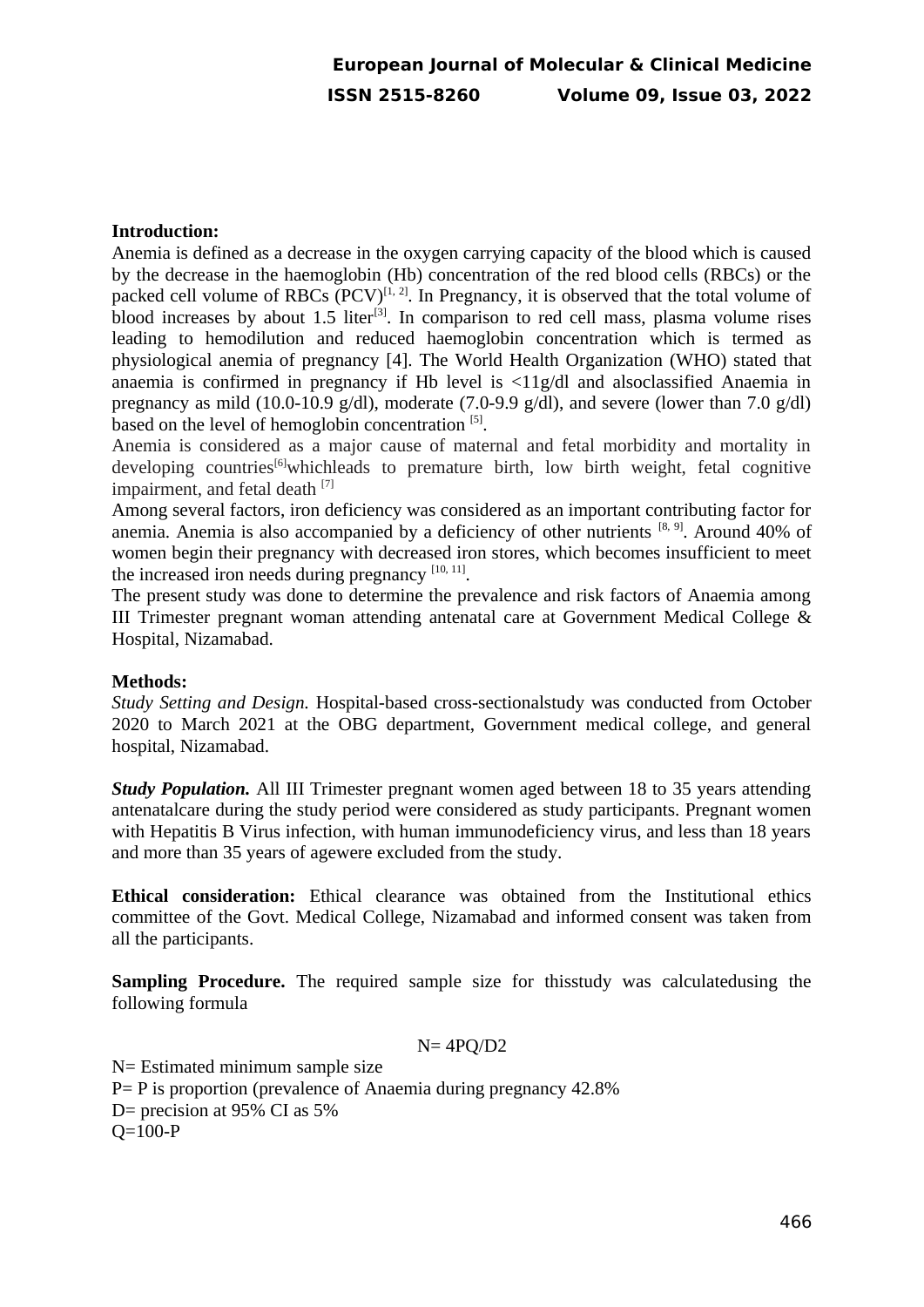**Introduction:**

Anemia is defined as a decrease in the oxygen carrying capacity of the blood which is caused by the decrease in the haemoglobin (Hb) concentration of the red blood cells (RBCs) or the packed cell volume of RBCs (PCV)[1, 2]. In Pregnancy, it is observed that the total volume of blood increases by about 1.5 liter[3]. In comparison to red cell mass, plasma volume rises leading to hemodilution and reduced haemoglobin concentration which is termed as physiological anemia of pregnancy [4]. The World Health Organization (WHO) stated that anaemia is confirmed in pregnancy if Hb level is <11g/dl and alsoclassified Anaemia in pregnancy as mild (10.0-10.9 g/dl), moderate (7.0-9.9 g/dl), and severe (lower than 7.0 g/dl) based on the level of hemoglobin concentration [5].

Anemia is considered as a major cause of maternal and fetal morbidity and mortality in developing countries[6]whichleads to premature birth, low birth weight, fetal cognitive impairment, and fetal death [7]

Among several factors, iron deficiency was considered as an important contributing factor for anemia. Anemia is also accompanied by a deficiency of other nutrients [8, 9]. Around 40% of women begin their pregnancy with decreased iron stores, which becomes insufficient to meet the increased iron needs during pregnancy [10, 11].

The present study was done to determine the prevalence and risk factors of Anaemia among III Trimester pregnant woman attending antenatal care at Government Medical College & Hospital, Nizamabad.

**Methods:**

*Study Setting and Design.* Hospital-based cross-sectionalstudy was conducted from October 2020 to March 2021 at the OBG department, Government medical college, and general hospital, Nizamabad.

***Study Population.*** All III Trimester pregnant women aged between 18 to 35 years attending antenatalcare during the study period were considered as study participants. Pregnant women with Hepatitis B Virus infection, with human immunodeficiency virus, and less than 18 years and more than 35 years of agewere excluded from the study.

**Ethical consideration:** Ethical clearance was obtained from the Institutional ethics committee of the Govt. Medical College, Nizamabad and informed consent was taken from all the participants.

**Sampling Procedure.** The required sample size for thisstudy was calculatedusing the following formula

$$N = 4PQ/D2$$

N= Estimated minimum sample size

P= P is proportion (prevalence of Anaemia during pregnancy 42.8%

D= precision at 95% CI as 5%

Q=100-P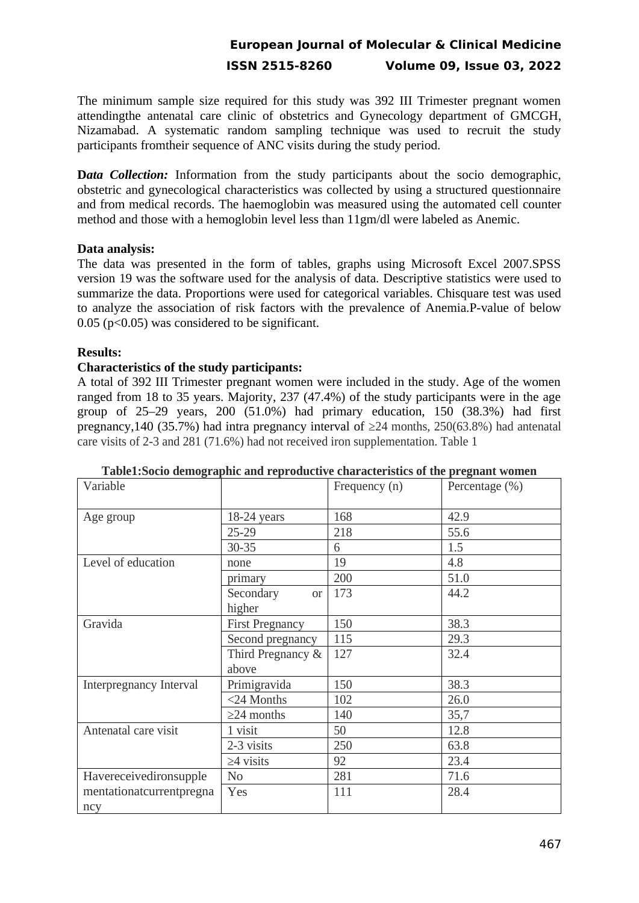The minimum sample size required for this study was 392 III Trimester pregnant women attendingthe antenatal care clinic of obstetrics and Gynecology department of GMCGH, Nizamabad. A systematic random sampling technique was used to recruit the study participants fromtheir sequence of ANC visits during the study period.

**D*ata Collection:*** Information from the study participants about the socio demographic, obstetric and gynecological characteristics was collected by using a structured questionnaire and from medical records. The haemoglobin was measured using the automated cell counter method and those with a hemoglobin level less than 11gm/dl were labeled as Anemic.

**Data analysis:**

The data was presented in the form of tables, graphs using Microsoft Excel 2007.SPSS version 19 was the software used for the analysis of data. Descriptive statistics were used to summarize the data. Proportions were used for categorical variables. Chisquare test was used to analyze the association of risk factors with the prevalence of Anemia.P-value of below 0.05 ($p<0.05$) was considered to be significant.

**Results:**

**Characteristics of the study participants:**

A total of 392 III Trimester pregnant women were included in the study. Age of the women ranged from 18 to 35 years. Majority, 237 (47.4%) of the study participants were in the age group of 25–29 years, 200 (51.0%) had primary education, 150 (38.3%) had first pregnancy,140 (35.7%) had intra pregnancy interval of ≥24 months, 250(63.8%) had antenatal care visits of 2-3 and 281 (71.6%) had not received iron supplementation. Table 1

**Table1:Socio demographic and reproductive characteristics of the pregnant women**

| Variable | | Frequency (n) | Percentage (%) |
|---|---|---|---|
| Age group | 18-24 years | 168 | 42.9 |
| | 25-29 | 218 | 55.6 |
| | 30-35 | 6 | 1.5 |
| Level of education | none | 19 | 4.8 |
| | primary | 200 | 51.0 |
| | Secondary or higher | 173 | 44.2 |
| Gravida | First Pregnancy | 150 | 38.3 |
| | Second pregnancy | 115 | 29.3 |
| | Third Pregnancy & above | 127 | 32.4 |
| Interpregnancy Interval | Primigravida | 150 | 38.3 |
| | <24 Months | 102 | 26.0 |
| | ≥24 months | 140 | 35,7 |
| Antenatal care visit | 1 visit | 50 | 12.8 |
| | 2-3 visits | 250 | 63.8 |
| | ≥4 visits | 92 | 23.4 |
| Havereceivedironsupplementationcurrentpregnancy | No | 281 | 71.6 |
| | Yes | 111 | 28.4 |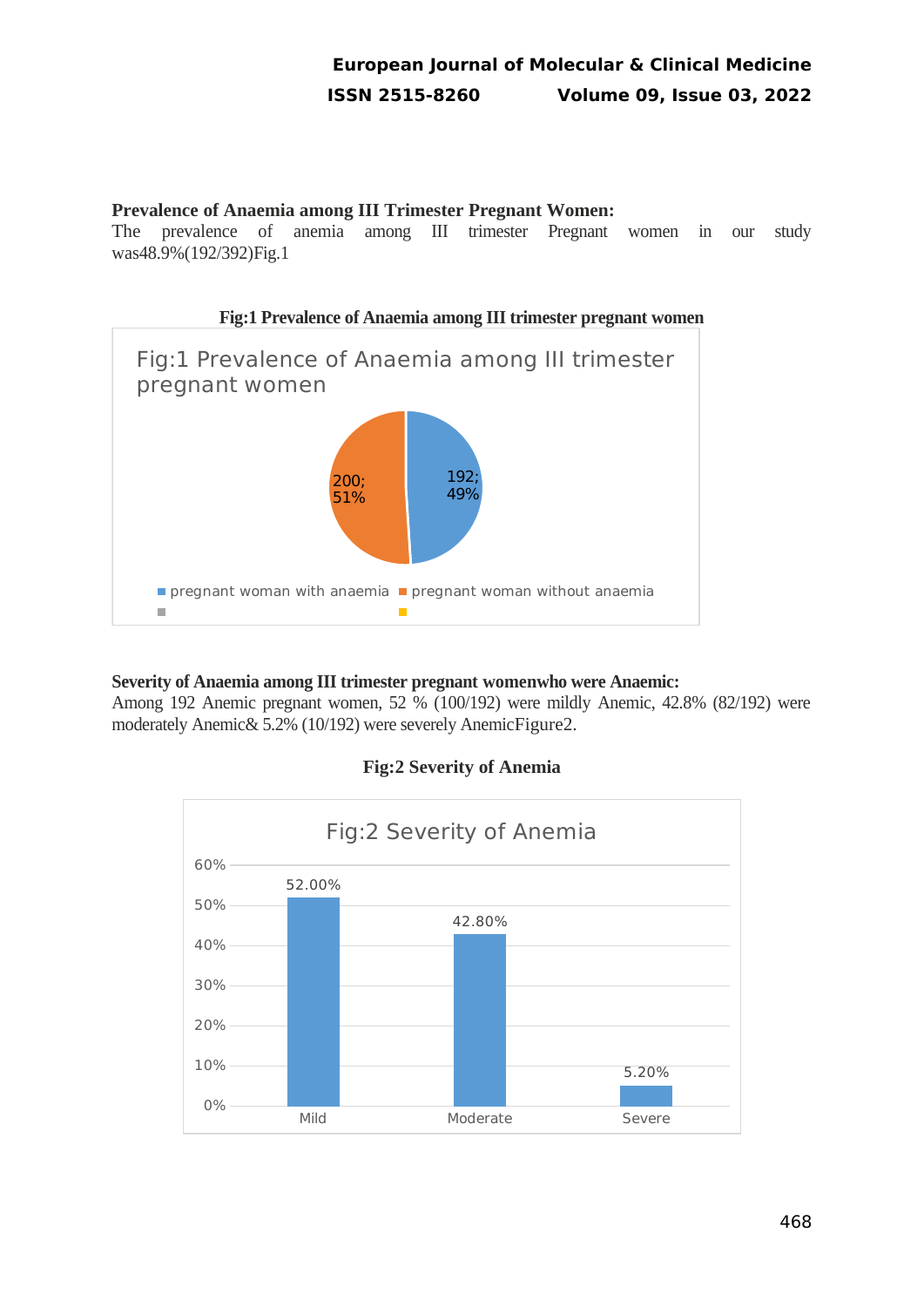**Prevalence of Anaemia among III Trimester Pregnant Women:**

The prevalence of anemia among III trimester Pregnant women in our study was48.9%(192/392)Fig.1

**Fig:1 Prevalence of Anaemia among III trimester pregnant women**

**Severity of Anaemia among III trimester pregnant womenwho were Anaemic:**

Among 192 Anemic pregnant women, 52 % (100/192) were mildly Anemic, 42.8% (82/192) were moderately Anemic& 5.2% (10/192) were severely AnemicFigure2.

**Fig:2 Severity of Anemia**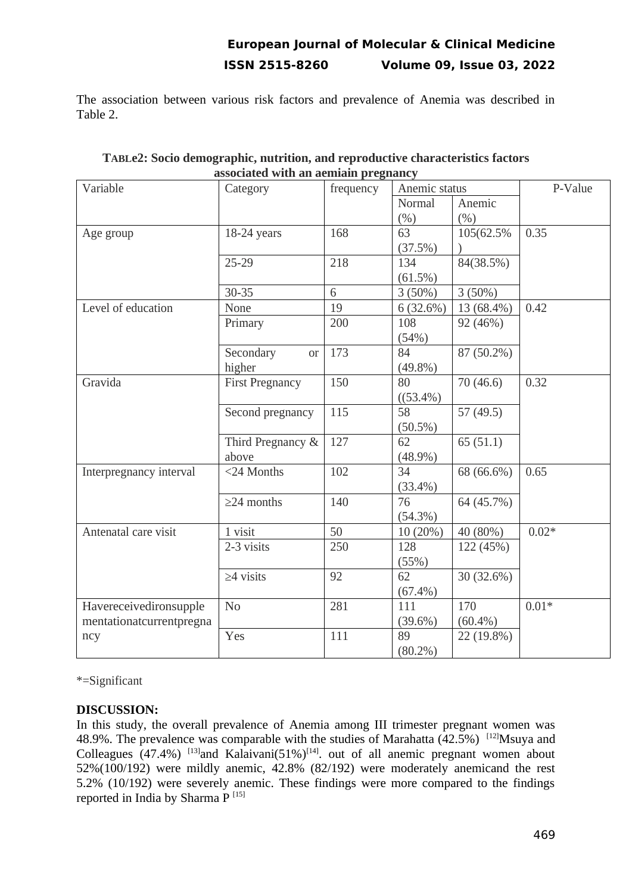The association between various risk factors and prevalence of Anemia was described in Table 2.

**TABLe2: Socio demographic, nutrition, and reproductive characteristics factors associated with an aemiain pregnancy**

| Variable | Category | frequency | Anemic status | | P-Value |
|---|---|---|---|---|---|
| | | | Normal (%) | Anemic (%) | |
| Age group | 18-24 years | 168 | 63 (37.5%) | 105(62.5% ) | 0.35 |
| | 25-29 | 218 | 134 (61.5%) | 84(38.5%) | |
| | 30-35 | 6 | 3 (50%) | 3 (50%) | |
| Level of education | None | 19 | 6 (32.6%) | 13 (68.4%) | 0.42 |
| | Primary | 200 | 108 (54%) | 92 (46%) | |
| | Secondary or higher | 173 | 84 (49.8%) | 87 (50.2%) | |
| Gravida | First Pregnancy | 150 | 80 ((53.4%) | 70 (46.6) | 0.32 |
| | Second pregnancy | 115 | 58 (50.5%) | 57 (49.5) | |
| | Third Pregnancy & above | 127 | 62 (48.9%) | 65 (51.1) | |
| Interpregnancy interval | <24 Months | 102 | 34 (33.4%) | 68 (66.6%) | 0.65 |
| | ≥24 months | 140 | 76 (54.3%) | 64 (45.7%) | |
| Antenatal care visit | 1 visit | 50 | 10 (20%) | 40 (80%) | 0.02* |
| | 2-3 visits | 250 | 128 (55%) | 122 (45%) | |
| | ≥4 visits | 92 | 62 (67.4%) | 30 (32.6%) | |
| Havereceivedironsupplementationatcurrentpregnancy | No | 281 | 111 (39.6%) | 170 (60.4%) | 0.01* |
| | Yes | 111 | 89 (80.2%) | 22 (19.8%) | |

*=Significant

**DISCUSSION:**

In this study, the overall prevalence of Anemia among III trimester pregnant women was 48.9%. The prevalence was comparable with the studies of Marahatta (42.5%) [12]Msuya and Colleagues (47.4%) [13]and Kalaivani(51%)[14]. out of all anemic pregnant women about 52%(100/192) were mildly anemic, 42.8% (82/192) were moderately anemicand the rest 5.2% (10/192) were severely anemic. These findings were more compared to the findings reported in India by Sharma P [15]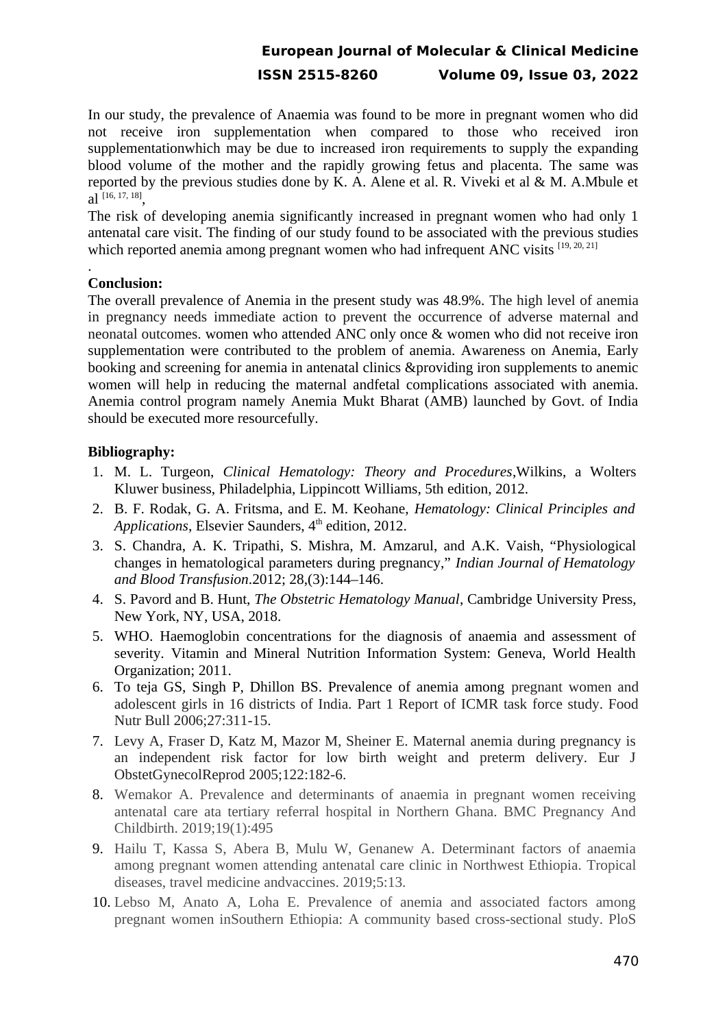In our study, the prevalence of Anaemia was found to be more in pregnant women who did not receive iron supplementation when compared to those who received iron supplementationwhich may be due to increased iron requirements to supply the expanding blood volume of the mother and the rapidly growing fetus and placenta. The same was reported by the previous studies done by K. A. Alene et al. R. Viveki et al & M. A.Mbule et al [16, 17, 18],

The risk of developing anemia significantly increased in pregnant women who had only 1 antenatal care visit. The finding of our study found to be associated with the previous studies which reported anemia among pregnant women who had infrequent ANC visits [19, 20, 21]

.

**Conclusion:**

The overall prevalence of Anemia in the present study was 48.9%. The high level of anemia in pregnancy needs immediate action to prevent the occurrence of adverse maternal and neonatal outcomes. women who attended ANC only once & women who did not receive iron supplementation were contributed to the problem of anemia. Awareness on Anemia, Early booking and screening for anemia in antenatal clinics &providing iron supplements to anemic women will help in reducing the maternal andfetal complications associated with anemia. Anemia control program namely Anemia Mukt Bharat (AMB) launched by Govt. of India should be executed more resourcefully.

**Bibliography:**

1. M. L. Turgeon, *Clinical Hematology: Theory and Procedures*,Wilkins, a Wolters Kluwer business, Philadelphia, Lippincott Williams, 5th edition, 2012.
2. B. F. Rodak, G. A. Fritsma, and E. M. Keohane, *Hematology: Clinical Principles and Applications*, Elsevier Saunders, 4th edition, 2012.
3. S. Chandra, A. K. Tripathi, S. Mishra, M. Amzarul, and A.K. Vaish, "Physiological changes in hematological parameters during pregnancy," *Indian Journal of Hematology and Blood Transfusion*.2012; 28,(3):144–146.
4. S. Pavord and B. Hunt, *The Obstetric Hematology Manual*, Cambridge University Press, New York, NY, USA, 2018.
5. WHO. Haemoglobin concentrations for the diagnosis of anaemia and assessment of severity. Vitamin and Mineral Nutrition Information System: Geneva, World Health Organization; 2011.
6. To teja GS, Singh P, Dhillon BS. Prevalence of anemia among pregnant women and adolescent girls in 16 districts of India. Part 1 Report of ICMR task force study. Food Nutr Bull 2006;27:311-15.
7. Levy A, Fraser D, Katz M, Mazor M, Sheiner E. Maternal anemia during pregnancy is an independent risk factor for low birth weight and preterm delivery. Eur J ObstetGynecolReprod 2005;122:182-6.
8. Wemakor A. Prevalence and determinants of anaemia in pregnant women receiving antenatal care ata tertiary referral hospital in Northern Ghana. BMC Pregnancy And Childbirth. 2019;19(1):495
9. Hailu T, Kassa S, Abera B, Mulu W, Genanew A. Determinant factors of anaemia among pregnant women attending antenatal care clinic in Northwest Ethiopia. Tropical diseases, travel medicine andvaccines. 2019;5:13.
10. Lebso M, Anato A, Loha E. Prevalence of anemia and associated factors among pregnant women inSouthern Ethiopia: A community based cross-sectional study. PloS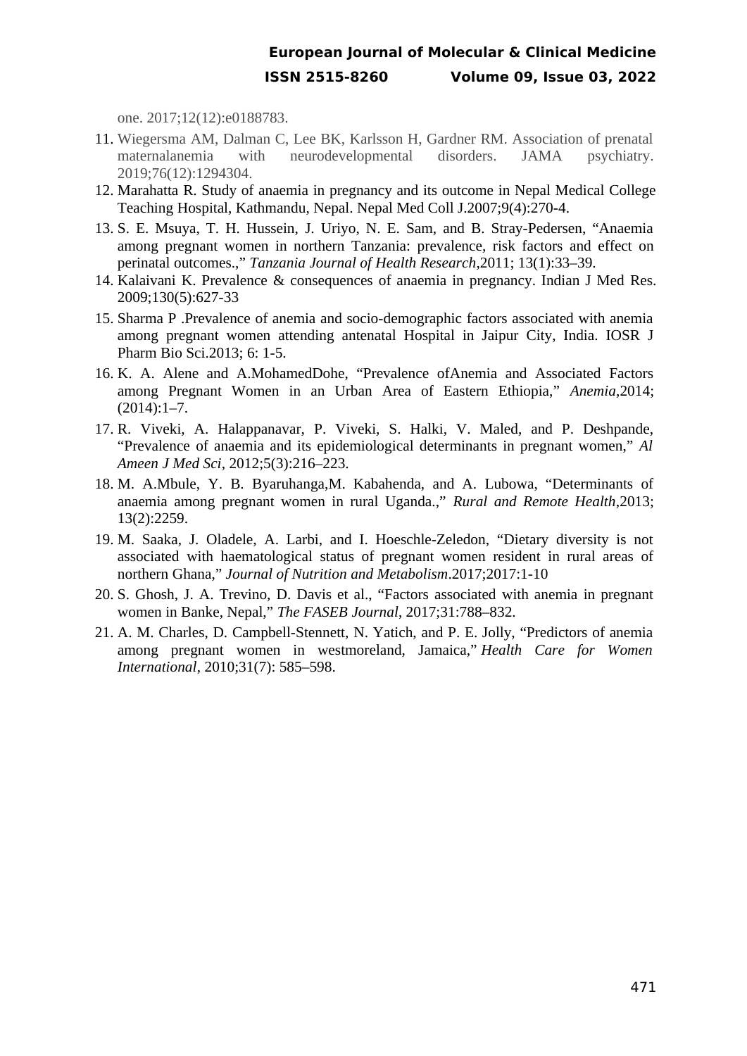one. 2017;12(12):e0188783.

11. Wiegersma AM, Dalman C, Lee BK, Karlsson H, Gardner RM. Association of prenatal maternalanemia with neurodevelopmental disorders. JAMA psychiatry. 2019;76(12):1294304.
12. Marahatta R. Study of anaemia in pregnancy and its outcome in Nepal Medical College Teaching Hospital, Kathmandu, Nepal. Nepal Med Coll J.2007;9(4):270-4.
13. S. E. Msuya, T. H. Hussein, J. Uriyo, N. E. Sam, and B. Stray-Pedersen, "Anaemia among pregnant women in northern Tanzania: prevalence, risk factors and effect on perinatal outcomes.," *Tanzania Journal of Health Research*,2011; 13(1):33–39.
14. Kalaivani K. Prevalence & consequences of anaemia in pregnancy. Indian J Med Res. 2009;130(5):627-33
15. Sharma P .Prevalence of anemia and socio-demographic factors associated with anemia among pregnant women attending antenatal Hospital in Jaipur City, India. IOSR J Pharm Bio Sci.2013; 6: 1-5.
16. K. A. Alene and A.MohamedDohe, "Prevalence ofAnemia and Associated Factors among Pregnant Women in an Urban Area of Eastern Ethiopia," *Anemia*,2014; (2014):1–7.
17. R. Viveki, A. Halappanavar, P. Viveki, S. Halki, V. Maled, and P. Deshpande, "Prevalence of anaemia and its epidemiological determinants in pregnant women," *Al Ameen J Med Sci*, 2012;5(3):216–223.
18. M. A.Mbule, Y. B. Byaruhanga,M. Kabahenda, and A. Lubowa, "Determinants of anaemia among pregnant women in rural Uganda.," *Rural and Remote Health*,2013; 13(2):2259.
19. M. Saaka, J. Oladele, A. Larbi, and I. Hoeschle-Zeledon, "Dietary diversity is not associated with haematological status of pregnant women resident in rural areas of northern Ghana," *Journal of Nutrition and Metabolism*.2017;2017:1-10
20. S. Ghosh, J. A. Trevino, D. Davis et al., "Factors associated with anemia in pregnant women in Banke, Nepal," *The FASEB Journal*, 2017;31:788–832.
21. A. M. Charles, D. Campbell-Stennett, N. Yatich, and P. E. Jolly, "Predictors of anemia among pregnant women in westmoreland, Jamaica," *Health Care for Women International*, 2010;31(7): 585–598.